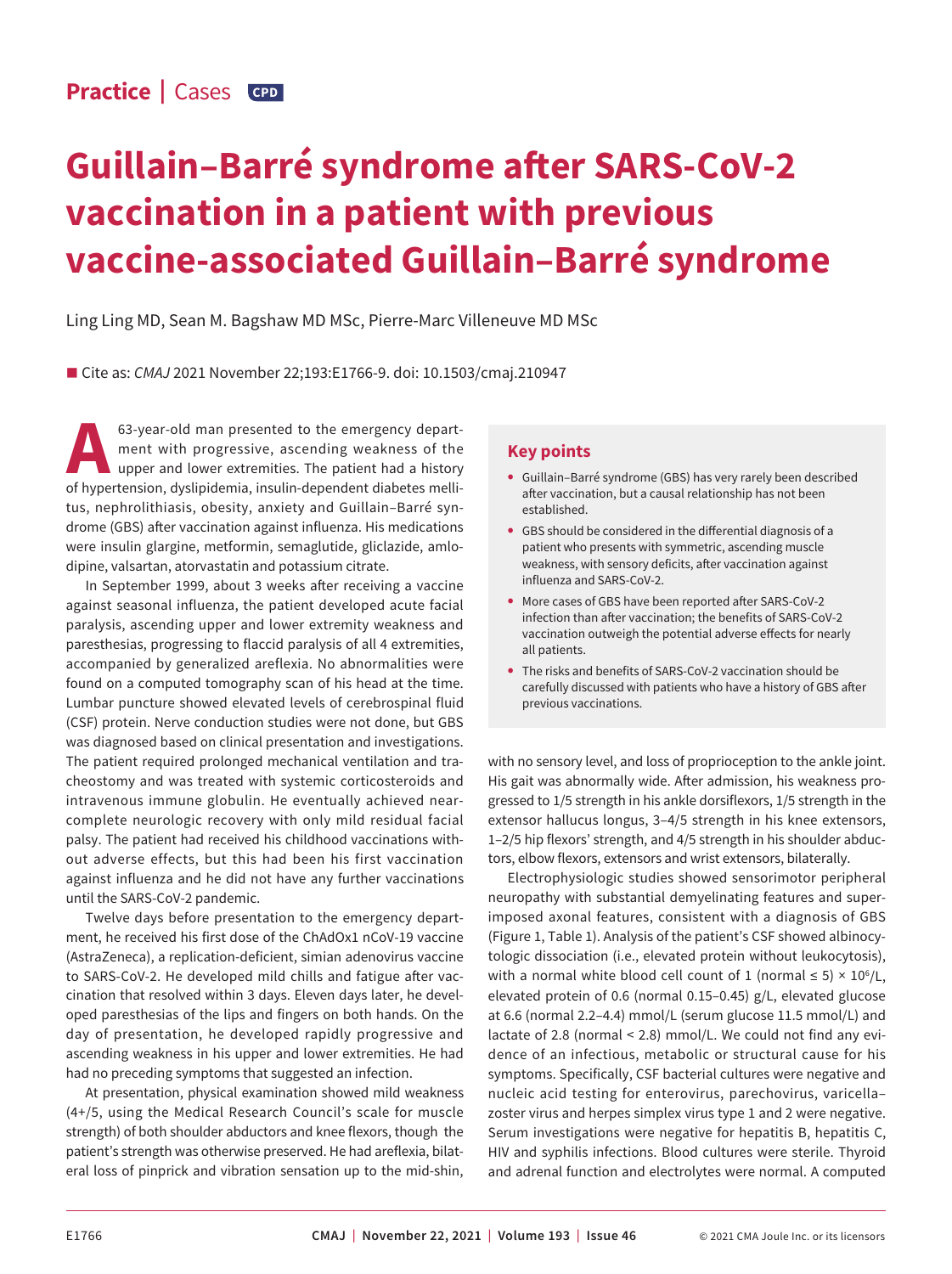Practice | Cases

# Guillain–Barré syndrome after SARS-CoV-2 vaccination in a patient with previous vaccine-associated Guillain–Barré syndrome

Ling Ling MD, Sean M. Bagshaw MD MSc, Pierre-Marc Villeneuve MD MSc

■ Cite as: *CMAJ* 2021 November 22;193:E1766-9. doi: 10.1503/cmaj.210947

A 63-year-old man presented to the emergency department with progressive, ascending weakness of the upper and lower extremities. The patient had a history of hypertension, dyslipidemia, insulin-dependent diabetes mellitus, nephrolithiasis, obesity, anxiety and Guillain–Barré syndrome (GBS) after vaccination against influenza. His medications were insulin glargine, metformin, semaglutide, gliclazide, amlodipine, valsartan, atorvastatin and potassium citrate.

In September 1999, about 3 weeks after receiving a vaccine against seasonal influenza, the patient developed acute facial paralysis, ascending upper and lower extremity weakness and paresthesias, progressing to flaccid paralysis of all 4 extremities, accompanied by generalized areflexia. No abnormalities were found on a computed tomography scan of his head at the time. Lumbar puncture showed elevated levels of cerebrospinal fluid (CSF) protein. Nerve conduction studies were not done, but GBS was diagnosed based on clinical presentation and investigations. The patient required prolonged mechanical ventilation and tracheostomy and was treated with systemic corticosteroids and intravenous immune globulin. He eventually achieved near-complete neurologic recovery with only mild residual facial palsy. The patient had received his childhood vaccinations without adverse effects, but this had been his first vaccination against influenza and he did not have any further vaccinations until the SARS-CoV-2 pandemic.

Twelve days before presentation to the emergency department, he received his first dose of the ChAdOx1 nCoV-19 vaccine (AstraZeneca), a replication-deficient, simian adenovirus vaccine to SARS-CoV-2. He developed mild chills and fatigue after vaccination that resolved within 3 days. Eleven days later, he developed paresthesias of the lips and fingers on both hands. On the day of presentation, he developed rapidly progressive and ascending weakness in his upper and lower extremities. He had had no preceding symptoms that suggested an infection.

At presentation, physical examination showed mild weakness (4+/5, using the Medical Research Council's scale for muscle strength) of both shoulder abductors and knee flexors, though the patient's strength was otherwise preserved. He had areflexia, bilateral loss of pinprick and vibration sensation up to the mid-shin, with no sensory level, and loss of proprioception to the ankle joint. His gait was abnormally wide. After admission, his weakness progressed to 1/5 strength in his ankle dorsiflexors, 1/5 strength in the extensor hallucus longus, 3–4/5 strength in his knee extensors, 1–2/5 hip flexors' strength, and 4/5 strength in his shoulder abductors, elbow flexors, extensors and wrist extensors, bilaterally.

Electrophysiologic studies showed sensorimotor peripheral neuropathy with substantial demyelinating features and superimposed axonal features, consistent with a diagnosis of GBS (Figure 1, Table 1). Analysis of the patient's CSF showed albuminocytologic dissociation (i.e., elevated protein without leukocytosis), with a normal white blood cell count of 1 (normal ≤ 5) × $10^6$/L, elevated protein of 0.6 (normal 0.15–0.45) g/L, elevated glucose at 6.6 (normal 2.2–4.4) mmol/L (serum glucose 11.5 mmol/L) and lactate of 2.8 (normal < 2.8) mmol/L. We could not find any evidence of an infectious, metabolic or structural cause for his symptoms. Specifically, CSF bacterial cultures were negative and nucleic acid testing for enterovirus, parechovirus, varicella–zoster virus and herpes simplex virus type 1 and 2 were negative. Serum investigations were negative for hepatitis B, hepatitis C, HIV and syphilis infections. Blood cultures were sterile. Thyroid and adrenal function and electrolytes were normal. A computed

## Key points

- Guillain–Barré syndrome (GBS) has very rarely been described after vaccination, but a causal relationship has not been established.
- GBS should be considered in the differential diagnosis of a patient who presents with symmetric, ascending muscle weakness, with sensory deficits, after vaccination against influenza and SARS-CoV-2.
- More cases of GBS have been reported after SARS-CoV-2 infection than after vaccination; the benefits of SARS-CoV-2 vaccination outweigh the potential adverse effects for nearly all patients.
- The risks and benefits of SARS-CoV-2 vaccination should be carefully discussed with patients who have a history of GBS after previous vaccinations.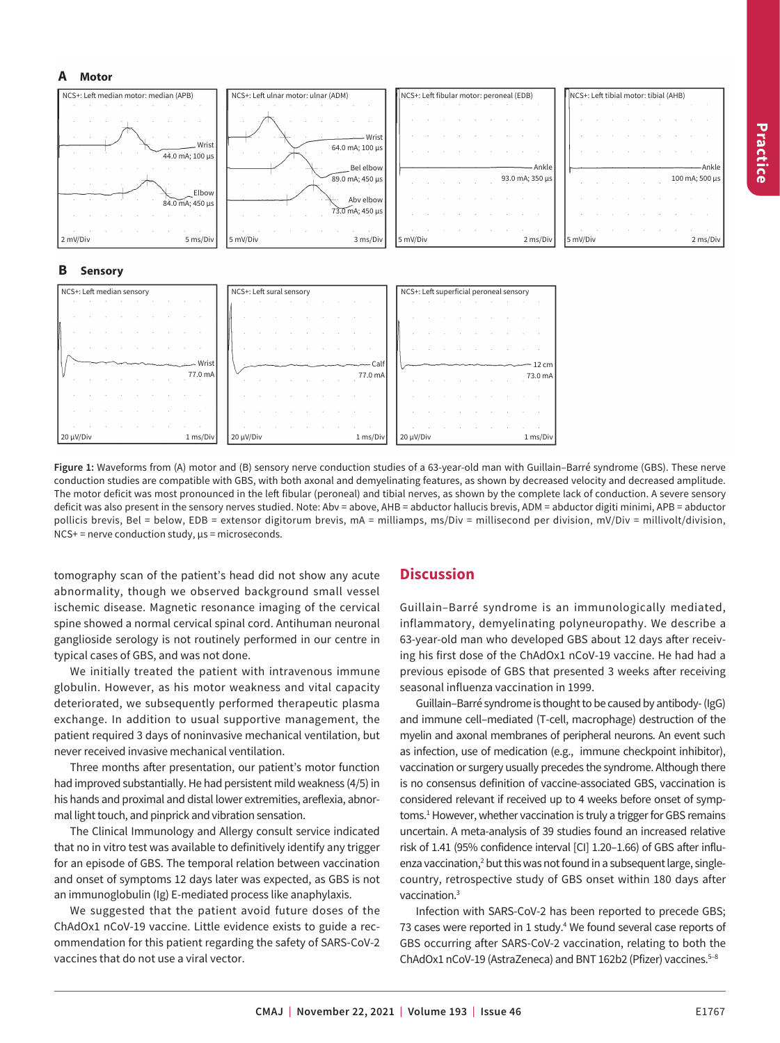**A Motor**

NCS+: Left median motor: median (APB) — Wrist 44.0 mA; 100 µs; Elbow 84.0 mA; 450 µs; 2 mV/Div; 5 ms/Div

NCS+: Left ulnar motor: ulnar (ADM) — Wrist 64.0 mA; 100 µs; Bel elbow 89.0 mA; 450 µs; Abv elbow 73.0 mA; 450 µs; 5 mV/Div; 3 ms/Div

NCS+: Left fibular motor: peroneal (EDB) — Ankle 93.0 mA; 350 µs; 5 mV/Div; 2 ms/Div

NCS+: Left tibial motor: tibial (AHB) — Ankle 100 mA; 500 µs; 5 mV/Div; 2 ms/Div

**B Sensory**

NCS+: Left median sensory — Wrist 77.0 mA; 20 µV/Div; 1 ms/Div

NCS+: Left sural sensory — Calf 77.0 mA; 20 µV/Div; 1 ms/Div

NCS+: Left superficial peroneal sensory — 12 cm 73.0 mA; 20 µV/Div; 1 ms/Div

**Figure 1:** Waveforms from (A) motor and (B) sensory nerve conduction studies of a 63-year-old man with Guillain–Barré syndrome (GBS). These nerve conduction studies are compatible with GBS, with both axonal and demyelinating features, as shown by decreased velocity and decreased amplitude. The motor deficit was most pronounced in the left fibular (peroneal) and tibial nerves, as shown by the complete lack of conduction. A severe sensory deficit was also present in the sensory nerves studied. Note: Abv = above, AHB = abductor hallucis brevis, ADM = abductor digiti minimi, APB = abductor pollicis brevis, Bel = below, EDB = extensor digitorum brevis, mA = milliamps, ms/Div = millisecond per division, mV/Div = millivolt/division, NCS+ = nerve conduction study, µs = microseconds.

tomography scan of the patient's head did not show any acute abnormality, though we observed background small vessel ischemic disease. Magnetic resonance imaging of the cervical spine showed a normal cervical spinal cord. Antihuman neuronal ganglioside serology is not routinely performed in our centre in typical cases of GBS, and was not done.

We initially treated the patient with intravenous immune globulin. However, as his motor weakness and vital capacity deteriorated, we subsequently performed therapeutic plasma exchange. In addition to usual supportive management, the patient required 3 days of noninvasive mechanical ventilation, but never received invasive mechanical ventilation.

Three months after presentation, our patient's motor function had improved substantially. He had persistent mild weakness (4/5) in his hands and proximal and distal lower extremities, areflexia, abnormal light touch, and pinprick and vibration sensation.

The Clinical Immunology and Allergy consult service indicated that no in vitro test was available to definitively identify any trigger for an episode of GBS. The temporal relation between vaccination and onset of symptoms 12 days later was expected, as GBS is not an immunoglobulin (Ig) E-mediated process like anaphylaxis.

We suggested that the patient avoid future doses of the ChAdOx1 nCoV-19 vaccine. Little evidence exists to guide a recommendation for this patient regarding the safety of SARS-CoV-2 vaccines that do not use a viral vector.

## Discussion

Guillain–Barré syndrome is an immunologically mediated, inflammatory, demyelinating polyneuropathy. We describe a 63-year-old man who developed GBS about 12 days after receiving his first dose of the ChAdOx1 nCoV-19 vaccine. He had had a previous episode of GBS that presented 3 weeks after receiving seasonal influenza vaccination in 1999.

Guillain–Barré syndrome is thought to be caused by antibody- (IgG) and immune cell–mediated (T-cell, macrophage) destruction of the myelin and axonal membranes of peripheral neurons. An event such as infection, use of medication (e.g., immune checkpoint inhibitor), vaccination or surgery usually precedes the syndrome. Although there is no consensus definition of vaccine-associated GBS, vaccination is considered relevant if received up to 4 weeks before onset of symptoms.[1] However, whether vaccination is truly a trigger for GBS remains uncertain. A meta-analysis of 39 studies found an increased relative risk of 1.41 (95% confidence interval [CI] 1.20–1.66) of GBS after influenza vaccination,[2] but this was not found in a subsequent large, single-country, retrospective study of GBS onset within 180 days after vaccination.[3]

Infection with SARS-CoV-2 has been reported to precede GBS; 73 cases were reported in 1 study.[4] We found several case reports of GBS occurring after SARS-CoV-2 vaccination, relating to both the ChAdOx1 nCoV-19 (AstraZeneca) and BNT 162b2 (Pfizer) vaccines.[5–8]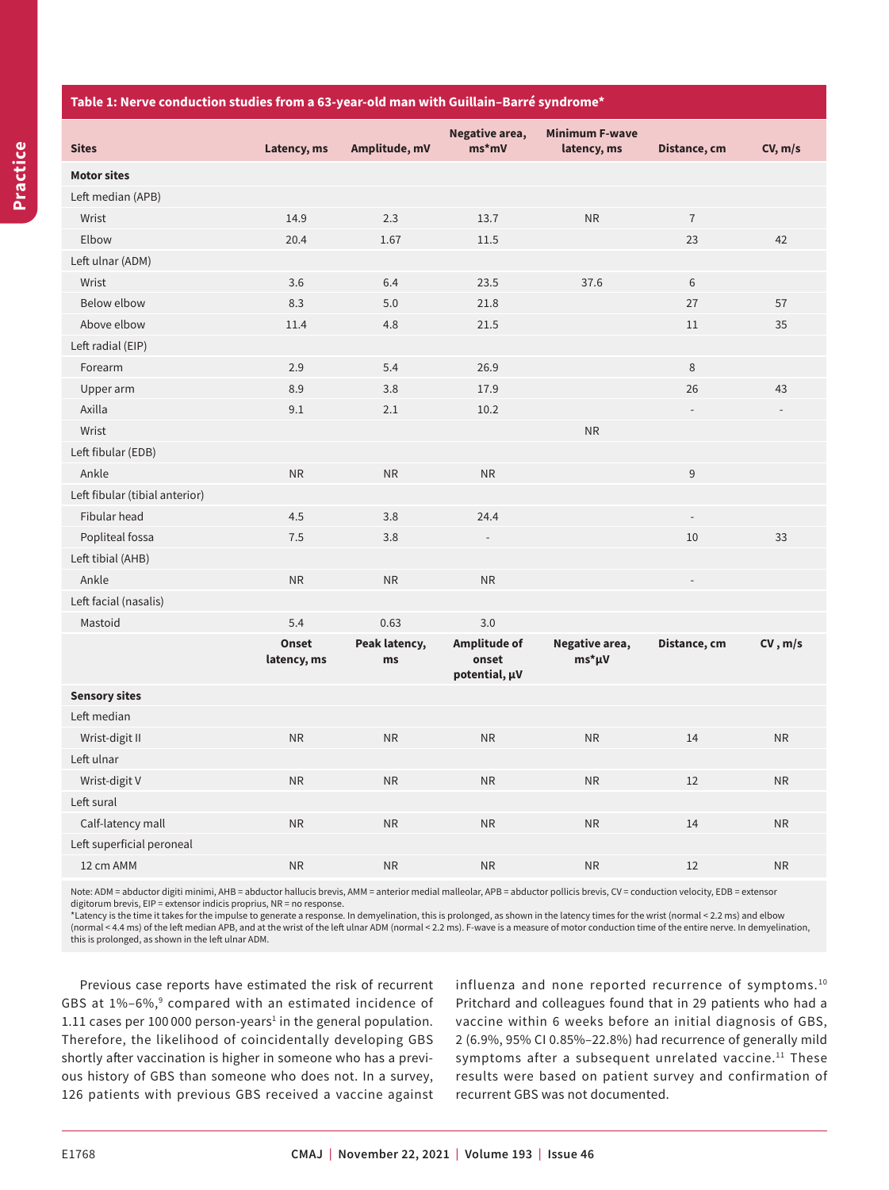**Table 1: Nerve conduction studies from a 63-year-old man with Guillain–Barré syndrome***

| Sites | Latency, ms | Amplitude, mV | Negative area, ms*mV | Minimum F-wave latency, ms | Distance, cm | CV, m/s |
|---|---|---|---|---|---|---|
| **Motor sites** | | | | | | |
| Left median (APB) | | | | | | |
| Wrist | 14.9 | 2.3 | 13.7 | NR | 7 | |
| Elbow | 20.4 | 1.67 | 11.5 | | 23 | 42 |
| Left ulnar (ADM) | | | | | | |
| Wrist | 3.6 | 6.4 | 23.5 | 37.6 | 6 | |
| Below elbow | 8.3 | 5.0 | 21.8 | | 27 | 57 |
| Above elbow | 11.4 | 4.8 | 21.5 | | 11 | 35 |
| Left radial (EIP) | | | | | | |
| Forearm | 2.9 | 5.4 | 26.9 | | 8 | |
| Upper arm | 8.9 | 3.8 | 17.9 | | 26 | 43 |
| Axilla | 9.1 | 2.1 | 10.2 | | - | - |
| Wrist | | | | NR | | |
| Left fibular (EDB) | | | | | | |
| Ankle | NR | NR | NR | | 9 | |
| Left fibular (tibial anterior) | | | | | | |
| Fibular head | 4.5 | 3.8 | 24.4 | | - | |
| Popliteal fossa | 7.5 | 3.8 | - | | 10 | 33 |
| Left tibial (AHB) | | | | | | |
| Ankle | NR | NR | NR | | - | |
| Left facial (nasalis) | | | | | | |
| Mastoid | 5.4 | 0.63 | 3.0 | | | |
| | **Onset latency, ms** | **Peak latency, ms** | **Amplitude of onset potential, µV** | **Negative area, ms*µV** | **Distance, cm** | **CV, m/s** |
| **Sensory sites** | | | | | | |
| Left median | | | | | | |
| Wrist-digit II | NR | NR | NR | NR | 14 | NR |
| Left ulnar | | | | | | |
| Wrist-digit V | NR | NR | NR | NR | 12 | NR |
| Left sural | | | | | | |
| Calf-latency mall | NR | NR | NR | NR | 14 | NR |
| Left superficial peroneal | | | | | | |
| 12 cm AMM | NR | NR | NR | NR | 12 | NR |

Note: ADM = abductor digiti minimi, AHB = abductor hallucis brevis, AMM = anterior medial malleolar, APB = abductor pollicis brevis, CV = conduction velocity, EDB = extensor digitorum brevis, EIP = extensor indicis proprius, NR = no response.
*Latency is the time it takes for the impulse to generate a response. In demyelination, this is prolonged, as shown in the latency times for the wrist (normal < 2.2 ms) and elbow (normal < 4.4 ms) of the left median APB, and at the wrist of the left ulnar ADM (normal < 2.2 ms). F-wave is a measure of motor conduction time of the entire nerve. In demyelination, this is prolonged, as shown in the left ulnar ADM.

Previous case reports have estimated the risk of recurrent GBS at 1%–6%,[9] compared with an estimated incidence of 1.11 cases per 100 000 person-years[1] in the general population. Therefore, the likelihood of coincidentally developing GBS shortly after vaccination is higher in someone who has a previous history of GBS than someone who does not. In a survey, 126 patients with previous GBS received a vaccine against influenza and none reported recurrence of symptoms.[10] Pritchard and colleagues found that in 29 patients who had a vaccine within 6 weeks before an initial diagnosis of GBS, 2 (6.9%, 95% CI 0.85%–22.8%) had recurrence of generally mild symptoms after a subsequent unrelated vaccine.[11] These results were based on patient survey and confirmation of recurrent GBS was not documented.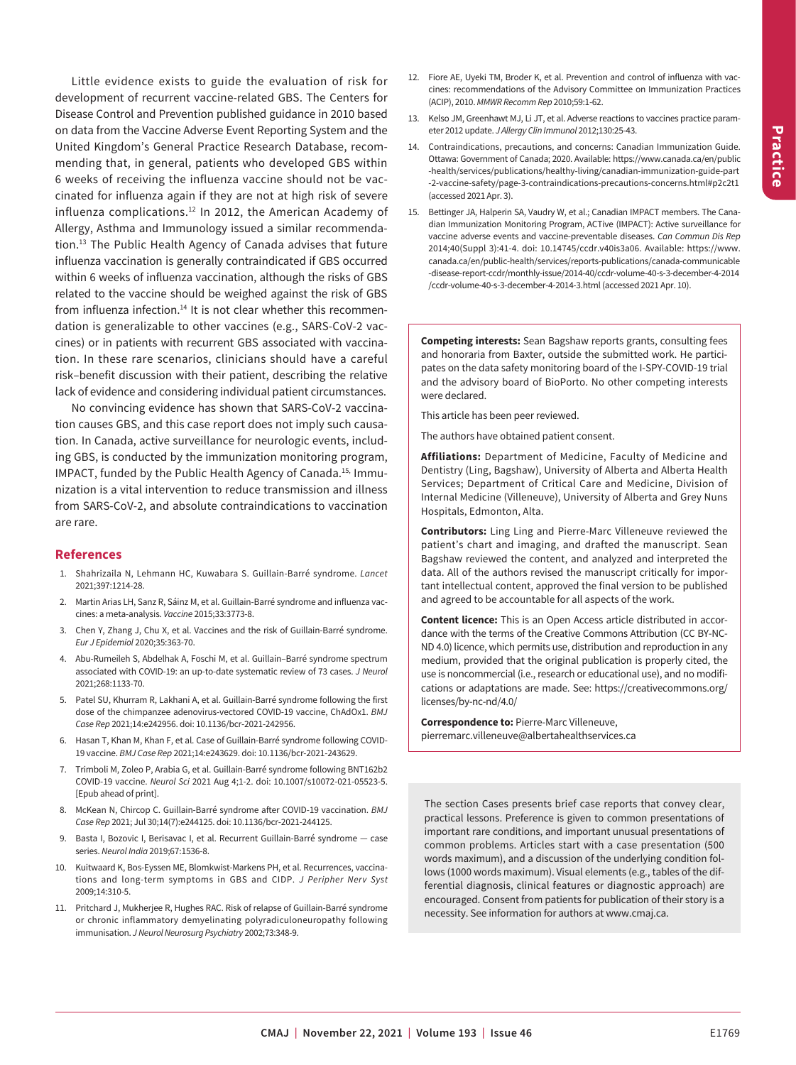Little evidence exists to guide the evaluation of risk for development of recurrent vaccine-related GBS. The Centers for Disease Control and Prevention published guidance in 2010 based on data from the Vaccine Adverse Event Reporting System and the United Kingdom's General Practice Research Database, recommending that, in general, patients who developed GBS within 6 weeks of receiving the influenza vaccine should not be vaccinated for influenza again if they are not at high risk of severe influenza complications.[12] In 2012, the American Academy of Allergy, Asthma and Immunology issued a similar recommendation.[13] The Public Health Agency of Canada advises that future influenza vaccination is generally contraindicated if GBS occurred within 6 weeks of influenza vaccination, although the risks of GBS related to the vaccine should be weighed against the risk of GBS from influenza infection.[14] It is not clear whether this recommendation is generalizable to other vaccines (e.g., SARS-CoV-2 vaccines) or in patients with recurrent GBS associated with vaccination. In these rare scenarios, clinicians should have a careful risk–benefit discussion with their patient, describing the relative lack of evidence and considering individual patient circumstances.

No convincing evidence has shown that SARS-CoV-2 vaccination causes GBS, and this case report does not imply such causation. In Canada, active surveillance for neurologic events, including GBS, is conducted by the immunization monitoring program, IMPACT, funded by the Public Health Agency of Canada.[15] Immunization is a vital intervention to reduce transmission and illness from SARS-CoV-2, and absolute contraindications to vaccination are rare.

## References

1. Shahrizaila N, Lehmann HC, Kuwabara S. Guillain-Barré syndrome. *Lancet* 2021;397:1214-28.
2. Martin Arias LH, Sanz R, Sáinz M, et al. Guillain-Barré syndrome and influenza vaccines: a meta-analysis. *Vaccine* 2015;33:3773-8.
3. Chen Y, Zhang J, Chu X, et al. Vaccines and the risk of Guillain-Barré syndrome. *Eur J Epidemiol* 2020;35:363-70.
4. Abu-Rumeileh S, Abdelhak A, Foschi M, et al. Guillain–Barré syndrome spectrum associated with COVID-19: an up-to-date systematic review of 73 cases. *J Neurol* 2021;268:1133-70.
5. Patel SU, Khurram R, Lakhani A, et al. Guillain-Barré syndrome following the first dose of the chimpanzee adenovirus-vectored COVID-19 vaccine, ChAdOx1. *BMJ Case Rep* 2021;14:e242956. doi: 10.1136/bcr-2021-242956.
6. Hasan T, Khan M, Khan F, et al. Case of Guillain-Barré syndrome following COVID-19 vaccine. *BMJ Case Rep* 2021;14:e243629. doi: 10.1136/bcr-2021-243629.
7. Trimboli M, Zoleo P, Arabia G, et al. Guillain-Barré syndrome following BNT162b2 COVID-19 vaccine. *Neurol Sci* 2021 Aug 4;1-2. doi: 10.1007/s10072-021-05523-5. [Epub ahead of print].
8. McKean N, Chircop C. Guillain-Barré syndrome after COVID-19 vaccination. *BMJ Case Rep* 2021; Jul 30;14(7):e244125. doi: 10.1136/bcr-2021-244125.
9. Basta I, Bozovic I, Berisavac I, et al. Recurrent Guillain-Barré syndrome — case series. *Neurol India* 2019;67:1536-8.
10. Kuitwaard K, Bos-Eyssen ME, Blomkwist-Markens PH, et al. Recurrences, vaccinations and long-term symptoms in GBS and CIDP. *J Peripher Nerv Syst* 2009;14:310-5.
11. Pritchard J, Mukherjee R, Hughes RAC. Risk of relapse of Guillain-Barré syndrome or chronic inflammatory demyelinating polyradiculoneuropathy following immunisation. *J Neurol Neurosurg Psychiatry* 2002;73:348-9.
12. Fiore AE, Uyeki TM, Broder K, et al. Prevention and control of influenza with vaccines: recommendations of the Advisory Committee on Immunization Practices (ACIP), 2010. *MMWR Recomm Rep* 2010;59:1-62.
13. Kelso JM, Greenhawt MJ, Li JT, et al. Adverse reactions to vaccines practice parameter 2012 update. *J Allergy Clin Immunol* 2012;130:25-43.
14. Contraindications, precautions, and concerns: Canadian Immunization Guide. Ottawa: Government of Canada; 2020. Available: https://www.canada.ca/en/public-health/services/publications/healthy-living/canadian-immunization-guide-part-2-vaccine-safety/page-3-contraindications-precautions-concerns.html#p2c2t1 (accessed 2021 Apr. 3).
15. Bettinger JA, Halperin SA, Vaudry W, et al.; Canadian IMPACT members. The Canadian Immunization Monitoring Program, ACTive (IMPACT): Active surveillance for vaccine adverse events and vaccine-preventable diseases. *Can Commun Dis Rep* 2014;40(Suppl 3):41-4. doi: 10.14745/ccdr.v40is3a06. Available: https://www.canada.ca/en/public-health/services/reports-publications/canada-communicable-disease-report-ccdr/monthly-issue/2014-40/ccdr-volume-40-s-3-december-4-2014/ccdr-volume-40-s-3-december-4-2014-3.html (accessed 2021 Apr. 10).

**Competing interests:** Sean Bagshaw reports grants, consulting fees and honoraria from Baxter, outside the submitted work. He participates on the data safety monitoring board of the I-SPY-COVID-19 trial and the advisory board of BioPorto. No other competing interests were declared.

This article has been peer reviewed.

The authors have obtained patient consent.

**Affiliations:** Department of Medicine, Faculty of Medicine and Dentistry (Ling, Bagshaw), University of Alberta and Alberta Health Services; Department of Critical Care and Medicine, Division of Internal Medicine (Villeneuve), University of Alberta and Grey Nuns Hospitals, Edmonton, Alta.

**Contributors:** Ling Ling and Pierre-Marc Villeneuve reviewed the patient's chart and imaging, and drafted the manuscript. Sean Bagshaw reviewed the content, and analyzed and interpreted the data. All of the authors revised the manuscript critically for important intellectual content, approved the final version to be published and agreed to be accountable for all aspects of the work.

**Content licence:** This is an Open Access article distributed in accordance with the terms of the Creative Commons Attribution (CC BY-NC-ND 4.0) licence, which permits use, distribution and reproduction in any medium, provided that the original publication is properly cited, the use is noncommercial (i.e., research or educational use), and no modifications or adaptations are made. See: https://creativecommons.org/licenses/by-nc-nd/4.0/

**Correspondence to:** Pierre-Marc Villeneuve, pierremarc.villeneuve@albertahealthservices.ca

The section Cases presents brief case reports that convey clear, practical lessons. Preference is given to common presentations of important rare conditions, and important unusual presentations of common problems. Articles start with a case presentation (500 words maximum), and a discussion of the underlying condition follows (1000 words maximum). Visual elements (e.g., tables of the differential diagnosis, clinical features or diagnostic approach) are encouraged. Consent from patients for publication of their story is a necessity. See information for authors at www.cmaj.ca.